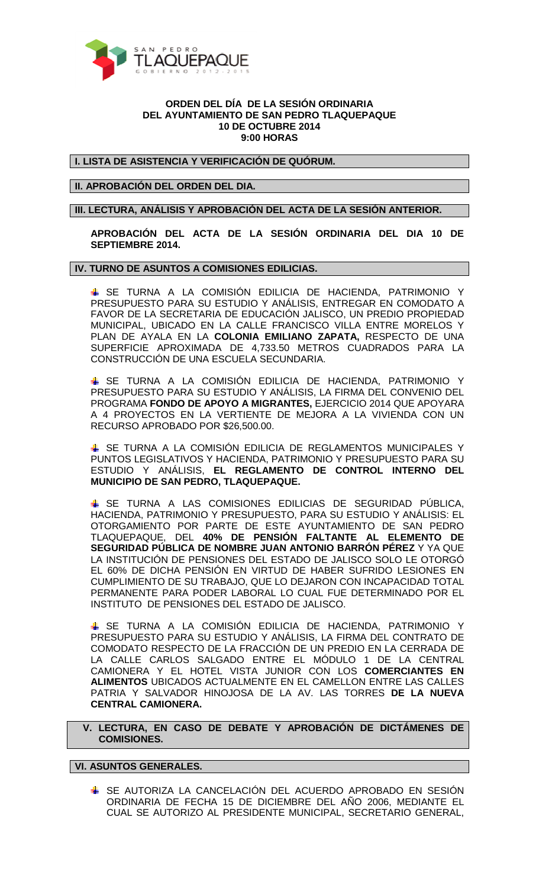**ORDEN DEL DÍA DE LA SESIÓN ORDINARIA**
**DEL AYUNTAMIENTO DE SAN PEDRO TLAQUEPAQUE**
**10 DE OCTUBRE 2014**
**9:00 HORAS**

## I. LISTA DE ASISTENCIA Y VERIFICACIÓN DE QUÓRUM.

## II. APROBACIÓN DEL ORDEN DEL DIA.

## III. LECTURA, ANÁLISIS Y APROBACIÓN DEL ACTA DE LA SESIÓN ANTERIOR.

**APROBACIÓN DEL ACTA DE LA SESIÓN ORDINARIA DEL DIA 10 DE SEPTIEMBRE 2014.**

## IV. TURNO DE ASUNTOS A COMISIONES EDILICIAS.

- SE TURNA A LA COMISIÓN EDILICIA DE HACIENDA, PATRIMONIO Y PRESUPUESTO PARA SU ESTUDIO Y ANÁLISIS, ENTREGAR EN COMODATO A FAVOR DE LA SECRETARIA DE EDUCACIÓN JALISCO, UN PREDIO PROPIEDAD MUNICIPAL, UBICADO EN LA CALLE FRANCISCO VILLA ENTRE MORELOS Y PLAN DE AYALA EN LA **COLONIA EMILIANO ZAPATA,** RESPECTO DE UNA SUPERFICIE APROXIMADA DE 4,733.50 METROS CUADRADOS PARA LA CONSTRUCCIÓN DE UNA ESCUELA SECUNDARIA.

- SE TURNA A LA COMISIÓN EDILICIA DE HACIENDA, PATRIMONIO Y PRESUPUESTO PARA SU ESTUDIO Y ANÁLISIS, LA FIRMA DEL CONVENIO DEL PROGRAMA **FONDO DE APOYO A MIGRANTES,** EJERCICIO 2014 QUE APOYARA A 4 PROYECTOS EN LA VERTIENTE DE MEJORA A LA VIVIENDA CON UN RECURSO APROBADO POR $26,500.00.

- SE TURNA A LA COMISIÓN EDILICIA DE REGLAMENTOS MUNICIPALES Y PUNTOS LEGISLATIVOS Y HACIENDA, PATRIMONIO Y PRESUPUESTO PARA SU ESTUDIO Y ANÁLISIS, **EL REGLAMENTO DE CONTROL INTERNO DEL MUNICIPIO DE SAN PEDRO, TLAQUEPAQUE.**

- SE TURNA A LAS COMISIONES EDILICIAS DE SEGURIDAD PÚBLICA, HACIENDA, PATRIMONIO Y PRESUPUESTO, PARA SU ESTUDIO Y ANÁLISIS: EL OTORGAMIENTO POR PARTE DE ESTE AYUNTAMIENTO DE SAN PEDRO TLAQUEPAQUE, DEL **40% DE PENSIÓN FALTANTE AL ELEMENTO DE SEGURIDAD PÚBLICA DE NOMBRE JUAN ANTONIO BARRÓN PÉREZ** Y YA QUE LA INSTITUCIÓN DE PENSIONES DEL ESTADO DE JALISCO SOLO LE OTORGÓ EL 60% DE DICHA PENSIÓN EN VIRTUD DE HABER SUFRIDO LESIONES EN CUMPLIMIENTO DE SU TRABAJO, QUE LO DEJARON CON INCAPACIDAD TOTAL PERMANENTE PARA PODER LABORAL LO CUAL FUE DETERMINADO POR EL INSTITUTO DE PENSIONES DEL ESTADO DE JALISCO.

- SE TURNA A LA COMISIÓN EDILICIA DE HACIENDA, PATRIMONIO Y PRESUPUESTO PARA SU ESTUDIO Y ANÁLISIS, LA FIRMA DEL CONTRATO DE COMODATO RESPECTO DE LA FRACCIÓN DE UN PREDIO EN LA CERRADA DE LA CALLE CARLOS SALGADO ENTRE EL MÓDULO 1 DE LA CENTRAL CAMIONERA Y EL HOTEL VISTA JUNIOR CON LOS **COMERCIANTES EN ALIMENTOS** UBICADOS ACTUALMENTE EN EL CAMELLON ENTRE LAS CALLES PATRIA Y SALVADOR HINOJOSA DE LA AV. LAS TORRES **DE LA NUEVA CENTRAL CAMIONERA.**

## V. LECTURA, EN CASO DE DEBATE Y APROBACIÓN DE DICTÁMENES DE COMISIONES.

## VI. ASUNTOS GENERALES.

- SE AUTORIZA LA CANCELACIÓN DEL ACUERDO APROBADO EN SESIÓN ORDINARIA DE FECHA 15 DE DICIEMBRE DEL AÑO 2006, MEDIANTE EL CUAL SE AUTORIZO AL PRESIDENTE MUNICIPAL, SECRETARIO GENERAL,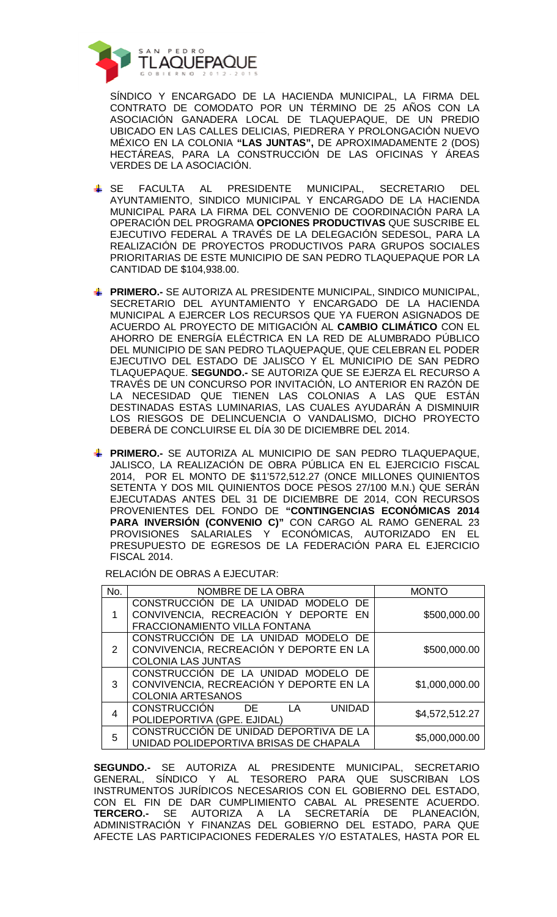SÍNDICO Y ENCARGADO DE LA HACIENDA MUNICIPAL, LA FIRMA DEL CONTRATO DE COMODATO POR UN TÉRMINO DE 25 AÑOS CON LA ASOCIACIÓN GANADERA LOCAL DE TLAQUEPAQUE, DE UN PREDIO UBICADO EN LAS CALLES DELICIAS, PIEDRERA Y PROLONGACIÓN NUEVO MÉXICO EN LA COLONIA **"LAS JUNTAS",** DE APROXIMADAMENTE 2 (DOS) HECTÁREAS, PARA LA CONSTRUCCIÓN DE LAS OFICINAS Y ÁREAS VERDES DE LA ASOCIACIÓN.

- SE FACULTA AL PRESIDENTE MUNICIPAL, SECRETARIO DEL AYUNTAMIENTO, SINDICO MUNICIPAL Y ENCARGADO DE LA HACIENDA MUNICIPAL PARA LA FIRMA DEL CONVENIO DE COORDINACIÓN PARA LA OPERACIÓN DEL PROGRAMA **OPCIONES PRODUCTIVAS** QUE SUSCRIBE EL EJECUTIVO FEDERAL A TRAVÉS DE LA DELEGACIÓN SEDESOL, PARA LA REALIZACIÓN DE PROYECTOS PRODUCTIVOS PARA GRUPOS SOCIALES PRIORITARIAS DE ESTE MUNICIPIO DE SAN PEDRO TLAQUEPAQUE POR LA CANTIDAD DE $104,938.00.

- **PRIMERO.-** SE AUTORIZA AL PRESIDENTE MUNICIPAL, SINDICO MUNICIPAL, SECRETARIO DEL AYUNTAMIENTO Y ENCARGADO DE LA HACIENDA MUNICIPAL A EJERCER LOS RECURSOS QUE YA FUERON ASIGNADOS DE ACUERDO AL PROYECTO DE MITIGACIÓN AL **CAMBIO CLIMÁTICO** CON EL AHORRO DE ENERGÍA ELÉCTRICA EN LA RED DE ALUMBRADO PÚBLICO DEL MUNICIPIO DE SAN PEDRO TLAQUEPAQUE, QUE CELEBRAN EL PODER EJECUTIVO DEL ESTADO DE JALISCO Y EL MUNICIPIO DE SAN PEDRO TLAQUEPAQUE. **SEGUNDO.-** SE AUTORIZA QUE SE EJERZA EL RECURSO A TRAVÉS DE UN CONCURSO POR INVITACIÓN, LO ANTERIOR EN RAZÓN DE LA NECESIDAD QUE TIENEN LAS COLONIAS A LAS QUE ESTÁN DESTINADAS ESTAS LUMINARIAS, LAS CUALES AYUDARÁN A DISMINUIR LOS RIESGOS DE DELINCUENCIA O VANDALISMO, DICHO PROYECTO DEBERÁ DE CONCLUIRSE EL DÍA 30 DE DICIEMBRE DEL 2014.

- **PRIMERO.-** SE AUTORIZA AL MUNICIPIO DE SAN PEDRO TLAQUEPAQUE, JALISCO, LA REALIZACIÓN DE OBRA PÚBLICA EN EL EJERCICIO FISCAL 2014, POR EL MONTO DE $11'572,512.27 (ONCE MILLONES QUINIENTOS SETENTA Y DOS MIL QUINIENTOS DOCE PESOS 27/100 M.N.) QUE SERÁN EJECUTADAS ANTES DEL 31 DE DICIEMBRE DE 2014, CON RECURSOS PROVENIENTES DEL FONDO DE **"CONTINGENCIAS ECONÓMICAS 2014 PARA INVERSIÓN (CONVENIO C)"** CON CARGO AL RAMO GENERAL 23 PROVISIONES SALARIALES Y ECONÓMICAS, AUTORIZADO EN EL PRESUPUESTO DE EGRESOS DE LA FEDERACIÓN PARA EL EJERCICIO FISCAL 2014.

RELACIÓN DE OBRAS A EJECUTAR:

| No. | NOMBRE DE LA OBRA | MONTO |
|---|---|---|
| 1 | CONSTRUCCIÓN DE LA UNIDAD MODELO DE CONVIVENCIA, RECREACIÓN Y DEPORTE EN FRACCIONAMIENTO VILLA FONTANA | $500,000.00 |
| 2 | CONSTRUCCIÓN DE LA UNIDAD MODELO DE CONVIVENCIA, RECREACIÓN Y DEPORTE EN LA COLONIA LAS JUNTAS | $500,000.00 |
| 3 | CONSTRUCCIÓN DE LA UNIDAD MODELO DE CONVIVENCIA, RECREACIÓN Y DEPORTE EN LA COLONIA ARTESANOS | $1,000,000.00 |
| 4 | CONSTRUCCIÓN DE LA UNIDAD POLIDEPORTIVA (GPE. EJIDAL) | $4,572,512.27 |
| 5 | CONSTRUCCIÓN DE UNIDAD DEPORTIVA DE LA UNIDAD POLIDEPORTIVA BRISAS DE CHAPALA | $5,000,000.00 |

**SEGUNDO.-** SE AUTORIZA AL PRESIDENTE MUNICIPAL, SECRETARIO GENERAL, SÍNDICO Y AL TESORERO PARA QUE SUSCRIBAN LOS INSTRUMENTOS JURÍDICOS NECESARIOS CON EL GOBIERNO DEL ESTADO, CON EL FIN DE DAR CUMPLIMIENTO CABAL AL PRESENTE ACUERDO. **TERCERO.-** SE AUTORIZA A LA SECRETARÍA DE PLANEACIÓN, ADMINISTRACIÓN Y FINANZAS DEL GOBIERNO DEL ESTADO, PARA QUE AFECTE LAS PARTICIPACIONES FEDERALES Y/O ESTATALES, HASTA POR EL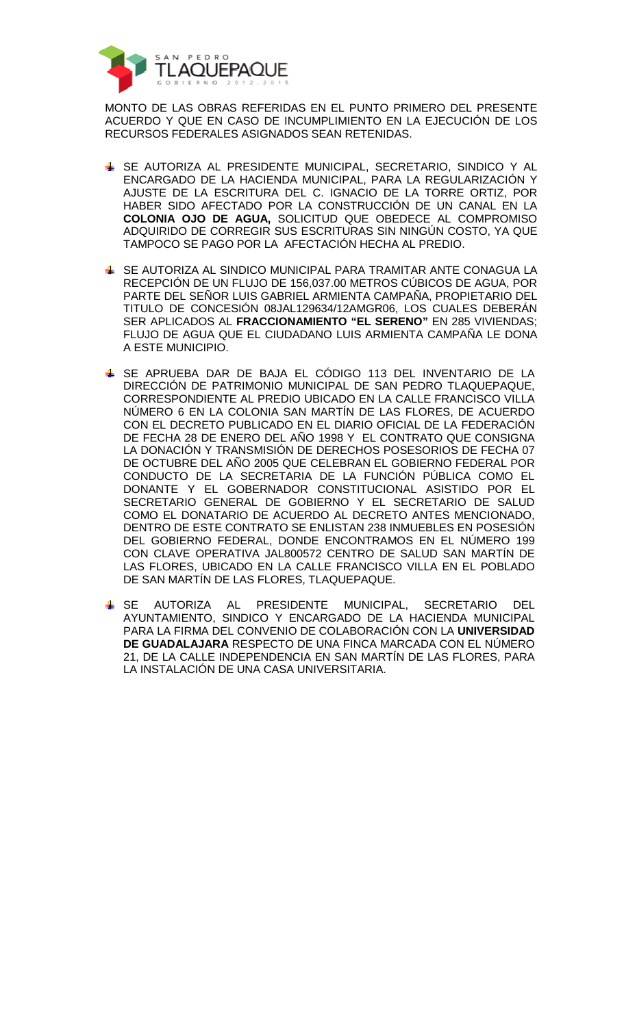MONTO DE LAS OBRAS REFERIDAS EN EL PUNTO PRIMERO DEL PRESENTE ACUERDO Y QUE EN CASO DE INCUMPLIMIENTO EN LA EJECUCIÓN DE LOS RECURSOS FEDERALES ASIGNADOS SEAN RETENIDAS.

- SE AUTORIZA AL PRESIDENTE MUNICIPAL, SECRETARIO, SINDICO Y AL ENCARGADO DE LA HACIENDA MUNICIPAL, PARA LA REGULARIZACIÓN Y AJUSTE DE LA ESCRITURA DEL C. IGNACIO DE LA TORRE ORTIZ, POR HABER SIDO AFECTADO POR LA CONSTRUCCIÓN DE UN CANAL EN LA **COLONIA OJO DE AGUA,** SOLICITUD QUE OBEDECE AL COMPROMISO ADQUIRIDO DE CORREGIR SUS ESCRITURAS SIN NINGÚN COSTO, YA QUE TAMPOCO SE PAGO POR LA AFECTACIÓN HECHA AL PREDIO.

- SE AUTORIZA AL SINDICO MUNICIPAL PARA TRAMITAR ANTE CONAGUA LA RECEPCIÓN DE UN FLUJO DE 156,037.00 METROS CÚBICOS DE AGUA, POR PARTE DEL SEÑOR LUIS GABRIEL ARMIENTA CAMPAÑA, PROPIETARIO DEL TITULO DE CONCESIÓN 08JAL129634/12AMGR06, LOS CUALES DEBERÁN SER APLICADOS AL **FRACCIONAMIENTO "EL SERENO"** EN 285 VIVIENDAS; FLUJO DE AGUA QUE EL CIUDADANO LUIS ARMIENTA CAMPAÑA LE DONA A ESTE MUNICIPIO.

- SE APRUEBA DAR DE BAJA EL CÓDIGO 113 DEL INVENTARIO DE LA DIRECCIÓN DE PATRIMONIO MUNICIPAL DE SAN PEDRO TLAQUEPAQUE, CORRESPONDIENTE AL PREDIO UBICADO EN LA CALLE FRANCISCO VILLA NÚMERO 6 EN LA COLONIA SAN MARTÍN DE LAS FLORES, DE ACUERDO CON EL DECRETO PUBLICADO EN EL DIARIO OFICIAL DE LA FEDERACIÓN DE FECHA 28 DE ENERO DEL AÑO 1998 Y EL CONTRATO QUE CONSIGNA LA DONACIÓN Y TRANSMISIÓN DE DERECHOS POSESORIOS DE FECHA 07 DE OCTUBRE DEL AÑO 2005 QUE CELEBRAN EL GOBIERNO FEDERAL POR CONDUCTO DE LA SECRETARIA DE LA FUNCIÓN PÚBLICA COMO EL DONANTE Y EL GOBERNADOR CONSTITUCIONAL ASISTIDO POR EL SECRETARIO GENERAL DE GOBIERNO Y EL SECRETARIO DE SALUD COMO EL DONATARIO DE ACUERDO AL DECRETO ANTES MENCIONADO, DENTRO DE ESTE CONTRATO SE ENLISTAN 238 INMUEBLES EN POSESIÓN DEL GOBIERNO FEDERAL, DONDE ENCONTRAMOS EN EL NÚMERO 199 CON CLAVE OPERATIVA JAL800572 CENTRO DE SALUD SAN MARTÍN DE LAS FLORES, UBICADO EN LA CALLE FRANCISCO VILLA EN EL POBLADO DE SAN MARTÍN DE LAS FLORES, TLAQUEPAQUE.

- SE AUTORIZA AL PRESIDENTE MUNICIPAL, SECRETARIO DEL AYUNTAMIENTO, SINDICO Y ENCARGADO DE LA HACIENDA MUNICIPAL PARA LA FIRMA DEL CONVENIO DE COLABORACIÓN CON LA **UNIVERSIDAD DE GUADALAJARA** RESPECTO DE UNA FINCA MARCADA CON EL NÚMERO 21, DE LA CALLE INDEPENDENCIA EN SAN MARTÍN DE LAS FLORES, PARA LA INSTALACIÓN DE UNA CASA UNIVERSITARIA.